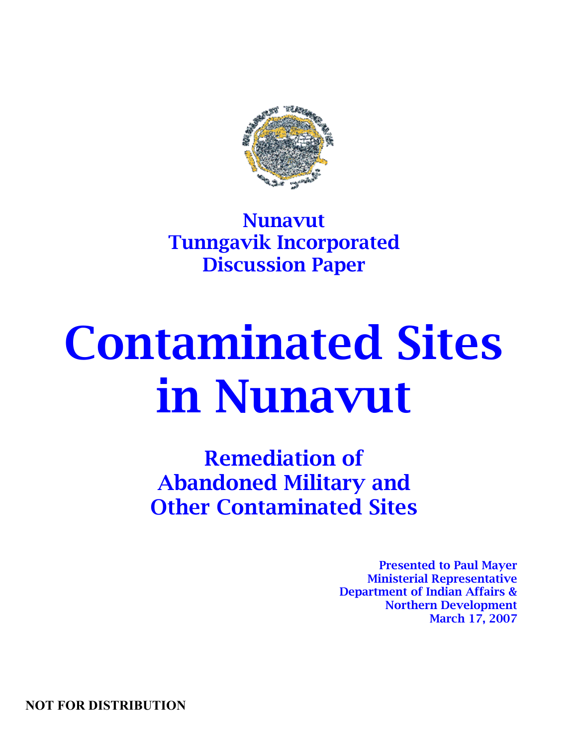**Nunavut**
**Tunngavik Incorporated**
**Discussion Paper**

# Contaminated Sites in Nunavut

## Remediation of Abandoned Military and Other Contaminated Sites

**Presented to Paul Mayer**
**Ministerial Representative**
**Department of Indian Affairs &**
**Northern Development**
**March 17, 2007**

**NOT FOR DISTRIBUTION**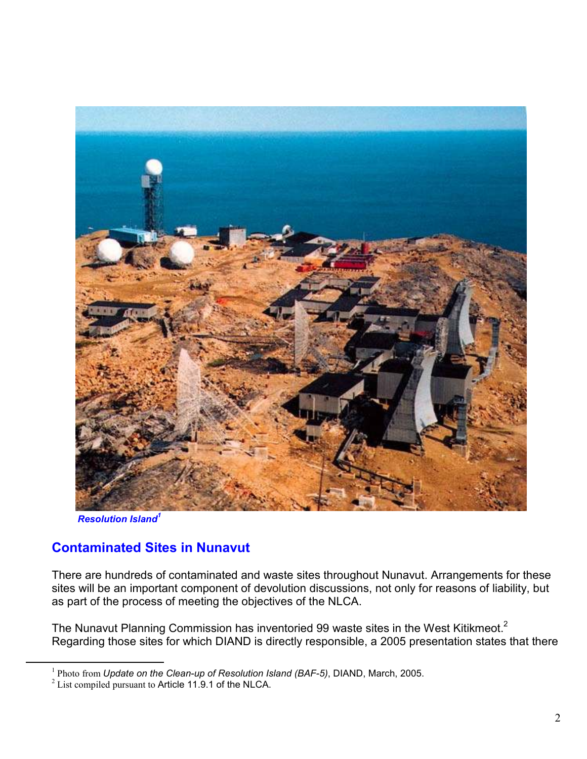Resolution Island[1]

## Contaminated Sites in Nunavut

There are hundreds of contaminated and waste sites throughout Nunavut. Arrangements for these sites will be an important component of devolution discussions, not only for reasons of liability, but as part of the process of meeting the objectives of the NLCA.

The Nunavut Planning Commission has inventoried 99 waste sites in the West Kitikmeot.[2] Regarding those sites for which DIAND is directly responsible, a 2005 presentation states that there

---

[1] Photo from *Update on the Clean-up of Resolution Island (BAF-5)*, DIAND, March, 2005.

[2] List compiled pursuant to Article 11.9.1 of the NLCA.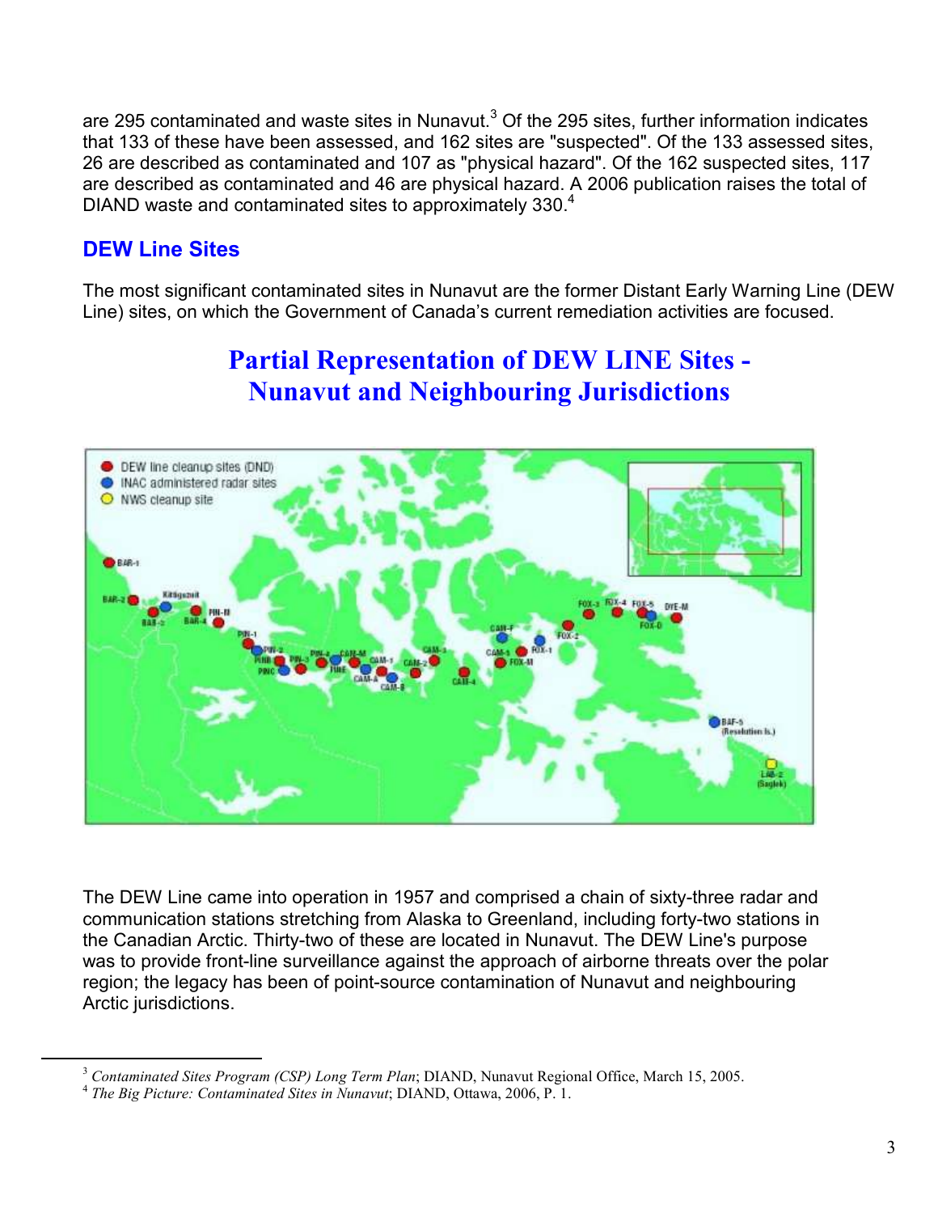are 295 contaminated and waste sites in Nunavut.[3] Of the 295 sites, further information indicates that 133 of these have been assessed, and 162 sites are "suspected". Of the 133 assessed sites, 26 are described as contaminated and 107 as "physical hazard". Of the 162 suspected sites, 117 are described as contaminated and 46 are physical hazard. A 2006 publication raises the total of DIAND waste and contaminated sites to approximately 330.[4]

## DEW Line Sites

The most significant contaminated sites in Nunavut are the former Distant Early Warning Line (DEW Line) sites, on which the Government of Canada's current remediation activities are focused.

### Partial Representation of DEW LINE Sites - Nunavut and Neighbouring Jurisdictions

The DEW Line came into operation in 1957 and comprised a chain of sixty-three radar and communication stations stretching from Alaska to Greenland, including forty-two stations in the Canadian Arctic. Thirty-two of these are located in Nunavut. The DEW Line's purpose was to provide front-line surveillance against the approach of airborne threats over the polar region; the legacy has been of point-source contamination of Nunavut and neighbouring Arctic jurisdictions.

---

[3] *Contaminated Sites Program (CSP) Long Term Plan*; DIAND, Nunavut Regional Office, March 15, 2005.

[4] *The Big Picture: Contaminated Sites in Nunavut*; DIAND, Ottawa, 2006, P. 1.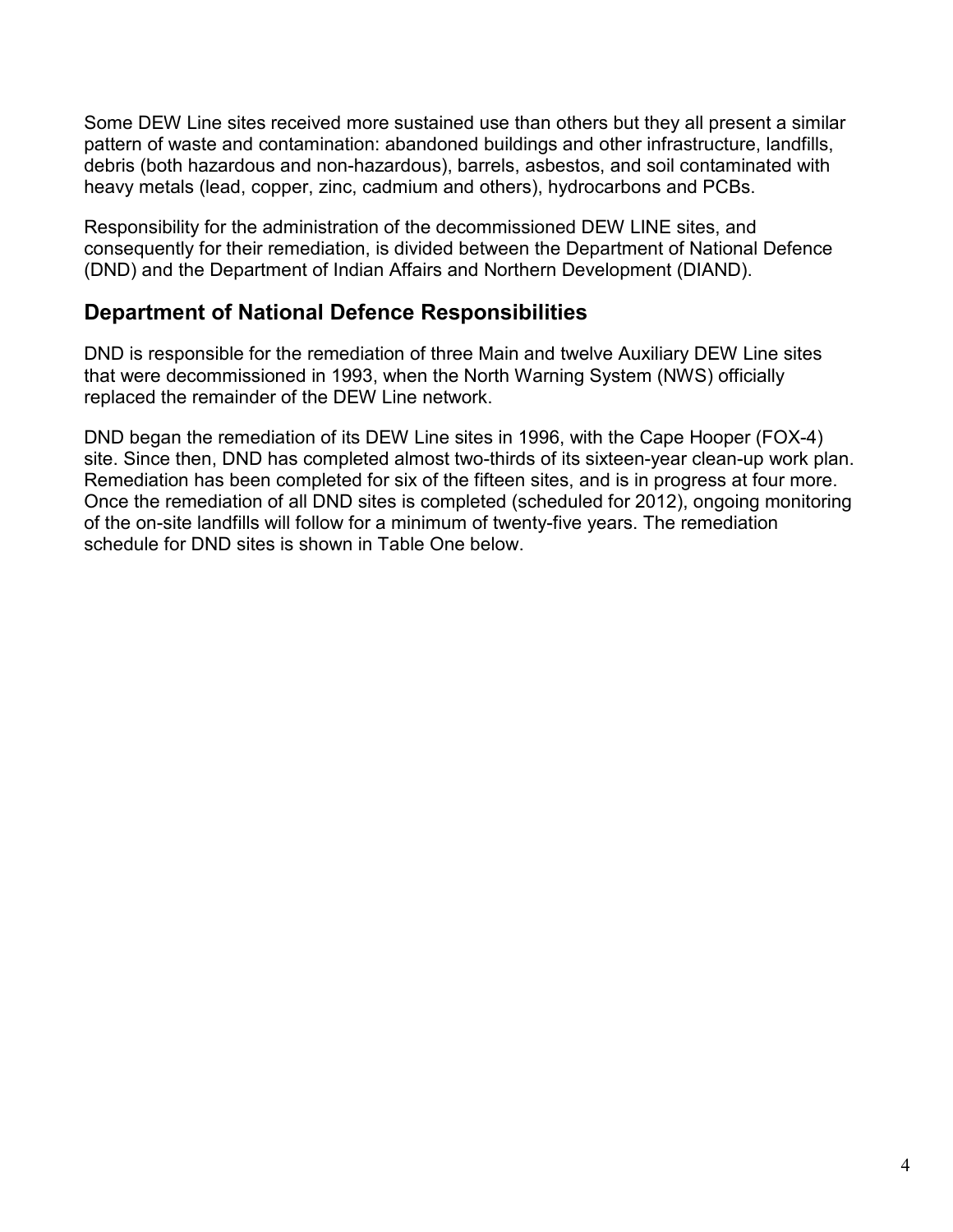Some DEW Line sites received more sustained use than others but they all present a similar pattern of waste and contamination: abandoned buildings and other infrastructure, landfills, debris (both hazardous and non-hazardous), barrels, asbestos, and soil contaminated with heavy metals (lead, copper, zinc, cadmium and others), hydrocarbons and PCBs.

Responsibility for the administration of the decommissioned DEW LINE sites, and consequently for their remediation, is divided between the Department of National Defence (DND) and the Department of Indian Affairs and Northern Development (DIAND).

## Department of National Defence Responsibilities

DND is responsible for the remediation of three Main and twelve Auxiliary DEW Line sites that were decommissioned in 1993, when the North Warning System (NWS) officially replaced the remainder of the DEW Line network.

DND began the remediation of its DEW Line sites in 1996, with the Cape Hooper (FOX-4) site. Since then, DND has completed almost two-thirds of its sixteen-year clean-up work plan. Remediation has been completed for six of the fifteen sites, and is in progress at four more. Once the remediation of all DND sites is completed (scheduled for 2012), ongoing monitoring of the on-site landfills will follow for a minimum of twenty-five years. The remediation schedule for DND sites is shown in Table One below.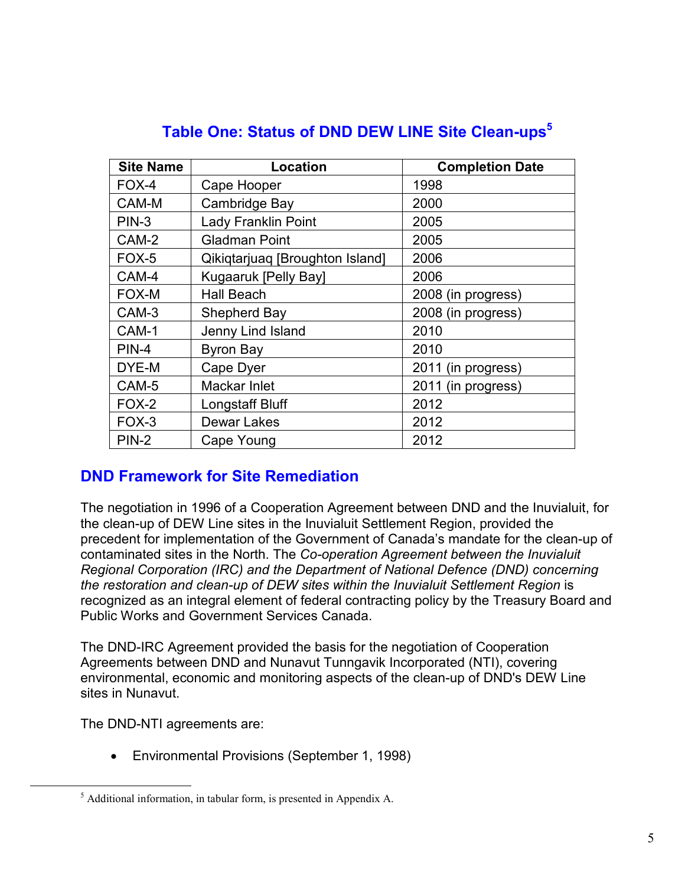## Table One: Status of DND DEW LINE Site Clean-ups[5]

| Site Name | Location | Completion Date |
|---|---|---|
| FOX-4 | Cape Hooper | 1998 |
| CAM-M | Cambridge Bay | 2000 |
| PIN-3 | Lady Franklin Point | 2005 |
| CAM-2 | Gladman Point | 2005 |
| FOX-5 | Qikiqtarjuaq [Broughton Island] | 2006 |
| CAM-4 | Kugaaruk [Pelly Bay] | 2006 |
| FOX-M | Hall Beach | 2008 (in progress) |
| CAM-3 | Shepherd Bay | 2008 (in progress) |
| CAM-1 | Jenny Lind Island | 2010 |
| PIN-4 | Byron Bay | 2010 |
| DYE-M | Cape Dyer | 2011 (in progress) |
| CAM-5 | Mackar Inlet | 2011 (in progress) |
| FOX-2 | Longstaff Bluff | 2012 |
| FOX-3 | Dewar Lakes | 2012 |
| PIN-2 | Cape Young | 2012 |

## DND Framework for Site Remediation

The negotiation in 1996 of a Cooperation Agreement between DND and the Inuvialuit, for the clean-up of DEW Line sites in the Inuvialuit Settlement Region, provided the precedent for implementation of the Government of Canada's mandate for the clean-up of contaminated sites in the North. The *Co-operation Agreement between the Inuvialuit Regional Corporation (IRC) and the Department of National Defence (DND) concerning the restoration and clean-up of DEW sites within the Inuvialuit Settlement Region* is recognized as an integral element of federal contracting policy by the Treasury Board and Public Works and Government Services Canada.

The DND-IRC Agreement provided the basis for the negotiation of Cooperation Agreements between DND and Nunavut Tunngavik Incorporated (NTI), covering environmental, economic and monitoring aspects of the clean-up of DND's DEW Line sites in Nunavut.

The DND-NTI agreements are:

- Environmental Provisions (September 1, 1998)

[5] Additional information, in tabular form, is presented in Appendix A.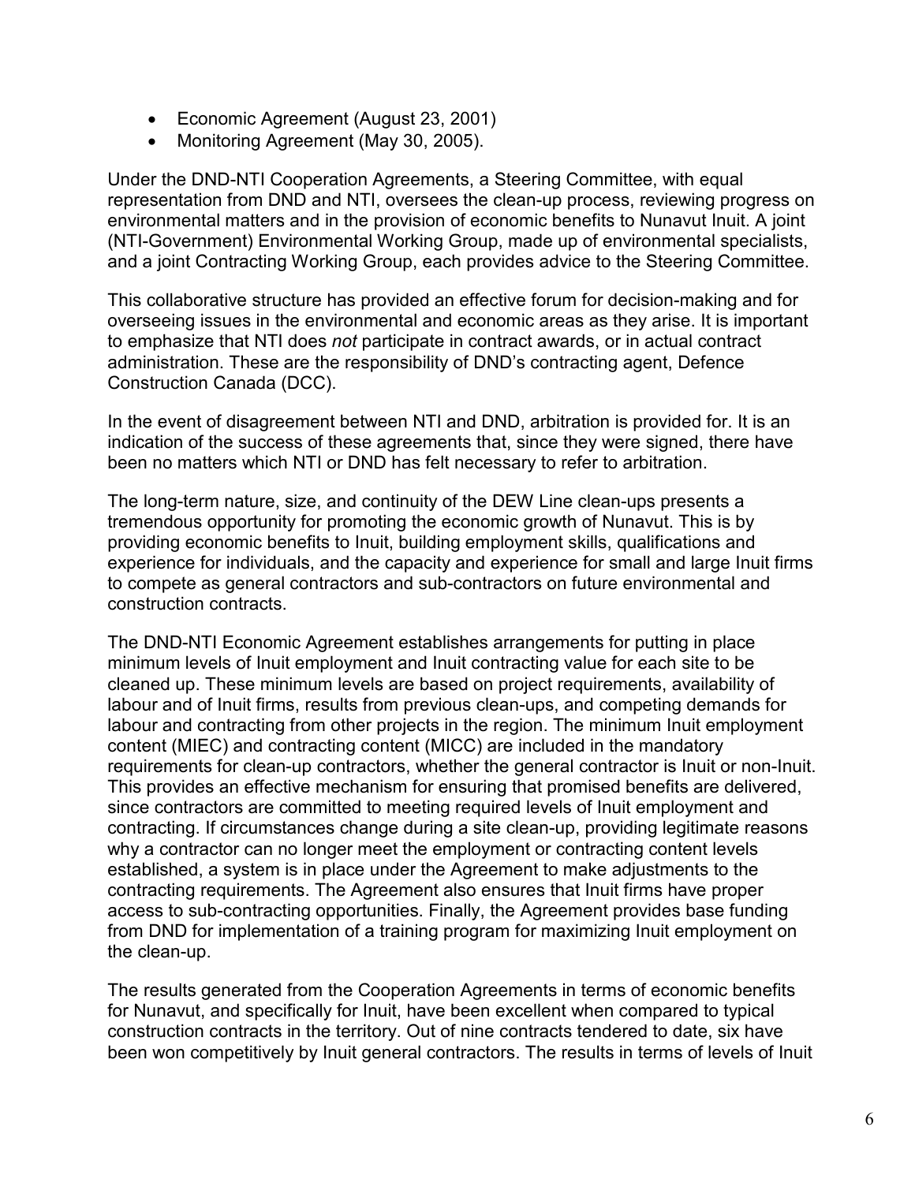- Economic Agreement (August 23, 2001)
- Monitoring Agreement (May 30, 2005).

Under the DND-NTI Cooperation Agreements, a Steering Committee, with equal representation from DND and NTI, oversees the clean-up process, reviewing progress on environmental matters and in the provision of economic benefits to Nunavut Inuit. A joint (NTI-Government) Environmental Working Group, made up of environmental specialists, and a joint Contracting Working Group, each provides advice to the Steering Committee.

This collaborative structure has provided an effective forum for decision-making and for overseeing issues in the environmental and economic areas as they arise. It is important to emphasize that NTI does *not* participate in contract awards, or in actual contract administration. These are the responsibility of DND's contracting agent, Defence Construction Canada (DCC).

In the event of disagreement between NTI and DND, arbitration is provided for. It is an indication of the success of these agreements that, since they were signed, there have been no matters which NTI or DND has felt necessary to refer to arbitration.

The long-term nature, size, and continuity of the DEW Line clean-ups presents a tremendous opportunity for promoting the economic growth of Nunavut. This is by providing economic benefits to Inuit, building employment skills, qualifications and experience for individuals, and the capacity and experience for small and large Inuit firms to compete as general contractors and sub-contractors on future environmental and construction contracts.

The DND-NTI Economic Agreement establishes arrangements for putting in place minimum levels of Inuit employment and Inuit contracting value for each site to be cleaned up. These minimum levels are based on project requirements, availability of labour and of Inuit firms, results from previous clean-ups, and competing demands for labour and contracting from other projects in the region. The minimum Inuit employment content (MIEC) and contracting content (MICC) are included in the mandatory requirements for clean-up contractors, whether the general contractor is Inuit or non-Inuit. This provides an effective mechanism for ensuring that promised benefits are delivered, since contractors are committed to meeting required levels of Inuit employment and contracting. If circumstances change during a site clean-up, providing legitimate reasons why a contractor can no longer meet the employment or contracting content levels established, a system is in place under the Agreement to make adjustments to the contracting requirements. The Agreement also ensures that Inuit firms have proper access to sub-contracting opportunities. Finally, the Agreement provides base funding from DND for implementation of a training program for maximizing Inuit employment on the clean-up.

The results generated from the Cooperation Agreements in terms of economic benefits for Nunavut, and specifically for Inuit, have been excellent when compared to typical construction contracts in the territory. Out of nine contracts tendered to date, six have been won competitively by Inuit general contractors. The results in terms of levels of Inuit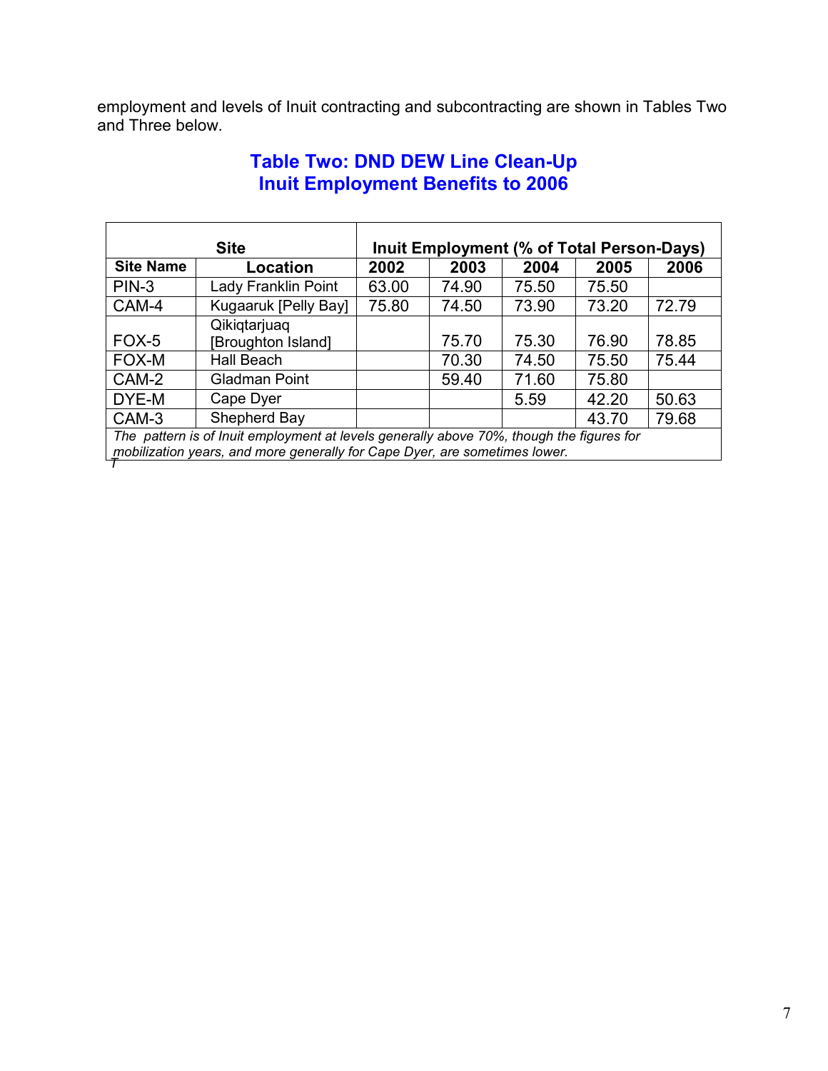employment and levels of Inuit contracting and subcontracting are shown in Tables Two and Three below.

## Table Two: DND DEW Line Clean-Up Inuit Employment Benefits to 2006

| Site | | Inuit Employment (% of Total Person-Days) | | | | |
|---|---|---|---|---|---|---|
| **Site Name** | **Location** | **2002** | **2003** | **2004** | **2005** | **2006** |
| PIN-3 | Lady Franklin Point | 63.00 | 74.90 | 75.50 | 75.50 | |
| CAM-4 | Kugaaruk [Pelly Bay] | 75.80 | 74.50 | 73.90 | 73.20 | 72.79 |
| FOX-5 | Qikiqtarjuaq [Broughton Island] | | 75.70 | 75.30 | 76.90 | 78.85 |
| FOX-M | Hall Beach | | 70.30 | 74.50 | 75.50 | 75.44 |
| CAM-2 | Gladman Point | | 59.40 | 71.60 | 75.80 | |
| DYE-M | Cape Dyer | | | 5.59 | 42.20 | 50.63 |
| CAM-3 | Shepherd Bay | | | | 43.70 | 79.68 |

*The pattern is of Inuit employment at levels generally above 70%, though the figures for mobilization years, and more generally for Cape Dyer, are sometimes lower.*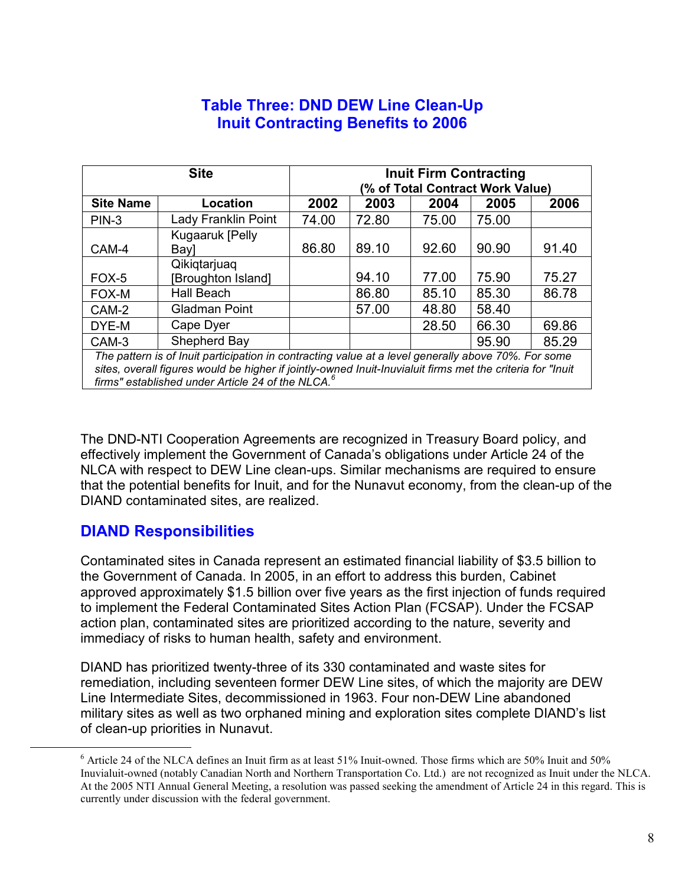## Table Three: DND DEW Line Clean-Up Inuit Contracting Benefits to 2006

| Site | | Inuit Firm Contracting (% of Total Contract Work Value) | | | | |
|---|---|---|---|---|---|---|
| Site Name | Location | 2002 | 2003 | 2004 | 2005 | 2006 |
| PIN-3 | Lady Franklin Point | 74.00 | 72.80 | 75.00 | 75.00 | |
| CAM-4 | Kugaaruk [Pelly Bay] | 86.80 | 89.10 | 92.60 | 90.90 | 91.40 |
| FOX-5 | Qikiqtarjuaq [Broughton Island] | | 94.10 | 77.00 | 75.90 | 75.27 |
| FOX-M | Hall Beach | | 86.80 | 85.10 | 85.30 | 86.78 |
| CAM-2 | Gladman Point | | 57.00 | 48.80 | 58.40 | |
| DYE-M | Cape Dyer | | | 28.50 | 66.30 | 69.86 |
| CAM-3 | Shepherd Bay | | | | 95.90 | 85.29 |

*The pattern is of Inuit participation in contracting value at a level generally above 70%. For some sites, overall figures would be higher if jointly-owned Inuit-Inuvialuit firms met the criteria for "Inuit firms" established under Article 24 of the NLCA.*[6]

The DND-NTI Cooperation Agreements are recognized in Treasury Board policy, and effectively implement the Government of Canada's obligations under Article 24 of the NLCA with respect to DEW Line clean-ups. Similar mechanisms are required to ensure that the potential benefits for Inuit, and for the Nunavut economy, from the clean-up of the DIAND contaminated sites, are realized.

## DIAND Responsibilities

Contaminated sites in Canada represent an estimated financial liability of $3.5 billion to the Government of Canada. In 2005, in an effort to address this burden, Cabinet approved approximately $1.5 billion over five years as the first injection of funds required to implement the Federal Contaminated Sites Action Plan (FCSAP). Under the FCSAP action plan, contaminated sites are prioritized according to the nature, severity and immediacy of risks to human health, safety and environment.

DIAND has prioritized twenty-three of its 330 contaminated and waste sites for remediation, including seventeen former DEW Line sites, of which the majority are DEW Line Intermediate Sites, decommissioned in 1963. Four non-DEW Line abandoned military sites as well as two orphaned mining and exploration sites complete DIAND's list of clean-up priorities in Nunavut.

---

[6] Article 24 of the NLCA defines an Inuit firm as at least 51% Inuit-owned. Those firms which are 50% Inuit and 50% Inuvialuit-owned (notably Canadian North and Northern Transportation Co. Ltd.) are not recognized as Inuit under the NLCA. At the 2005 NTI Annual General Meeting, a resolution was passed seeking the amendment of Article 24 in this regard. This is currently under discussion with the federal government.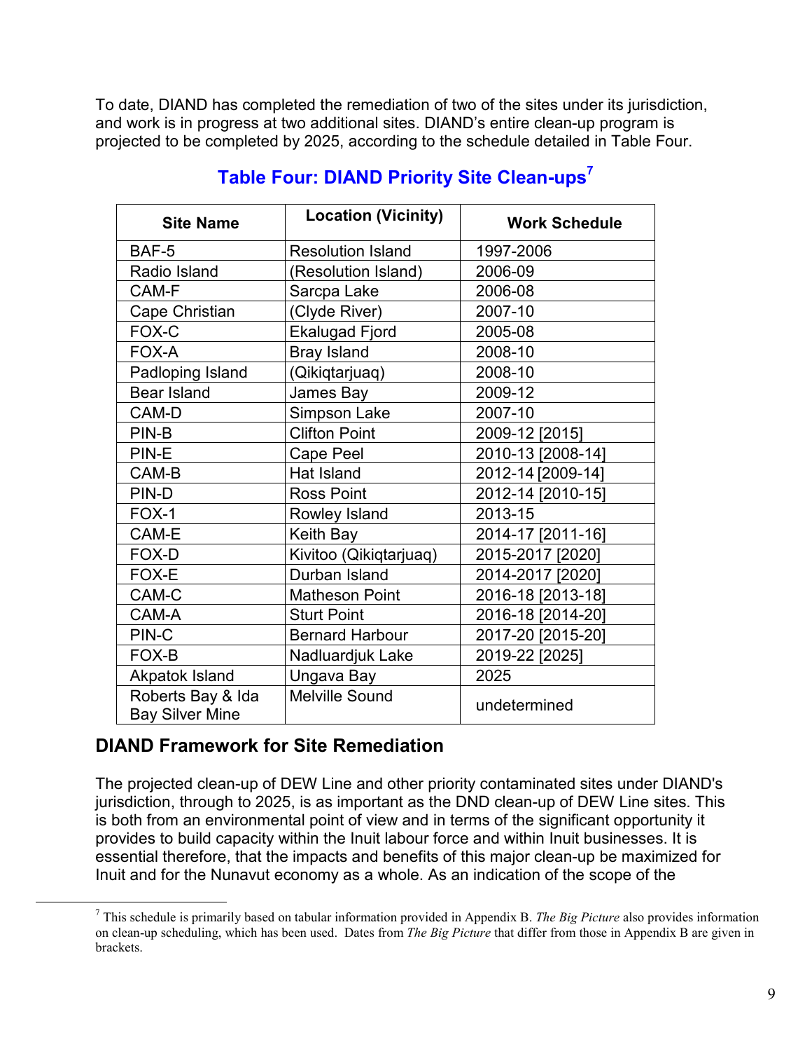To date, DIAND has completed the remediation of two of the sites under its jurisdiction, and work is in progress at two additional sites. DIAND's entire clean-up program is projected to be completed by 2025, according to the schedule detailed in Table Four.

## Table Four: DIAND Priority Site Clean-ups[7]

| Site Name | Location (Vicinity) | Work Schedule |
|---|---|---|
| BAF-5 | Resolution Island | 1997-2006 |
| Radio Island | (Resolution Island) | 2006-09 |
| CAM-F | Sarcpa Lake | 2006-08 |
| Cape Christian | (Clyde River) | 2007-10 |
| FOX-C | Ekalugad Fjord | 2005-08 |
| FOX-A | Bray Island | 2008-10 |
| Padloping Island | (Qikiqtarjuaq) | 2008-10 |
| Bear Island | James Bay | 2009-12 |
| CAM-D | Simpson Lake | 2007-10 |
| PIN-B | Clifton Point | 2009-12 [2015] |
| PIN-E | Cape Peel | 2010-13 [2008-14] |
| CAM-B | Hat Island | 2012-14 [2009-14] |
| PIN-D | Ross Point | 2012-14 [2010-15] |
| FOX-1 | Rowley Island | 2013-15 |
| CAM-E | Keith Bay | 2014-17 [2011-16] |
| FOX-D | Kivitoo (Qikiqtarjuaq) | 2015-2017 [2020] |
| FOX-E | Durban Island | 2014-2017 [2020] |
| CAM-C | Matheson Point | 2016-18 [2013-18] |
| CAM-A | Sturt Point | 2016-18 [2014-20] |
| PIN-C | Bernard Harbour | 2017-20 [2015-20] |
| FOX-B | Nadluardjuk Lake | 2019-22 [2025] |
| Akpatok Island | Ungava Bay | 2025 |
| Roberts Bay & Ida Bay Silver Mine | Melville Sound | undetermined |

## DIAND Framework for Site Remediation

The projected clean-up of DEW Line and other priority contaminated sites under DIAND's jurisdiction, through to 2025, is as important as the DND clean-up of DEW Line sites. This is both from an environmental point of view and in terms of the significant opportunity it provides to build capacity within the Inuit labour force and within Inuit businesses. It is essential therefore, that the impacts and benefits of this major clean-up be maximized for Inuit and for the Nunavut economy as a whole. As an indication of the scope of the

[7] This schedule is primarily based on tabular information provided in Appendix B. *The Big Picture* also provides information on clean-up scheduling, which has been used. Dates from *The Big Picture* that differ from those in Appendix B are given in brackets.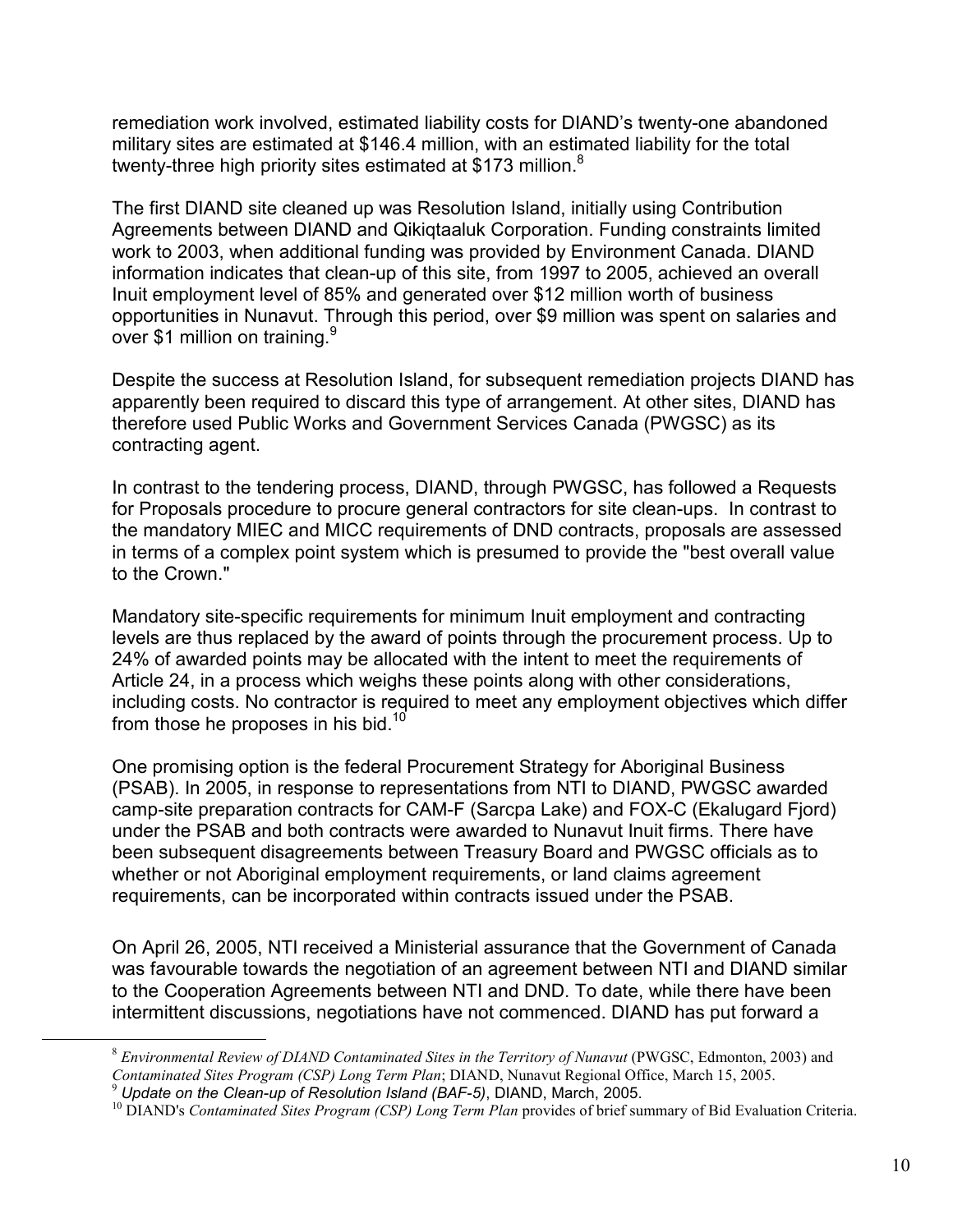remediation work involved, estimated liability costs for DIAND's twenty-one abandoned military sites are estimated at $146.4 million, with an estimated liability for the total twenty-three high priority sites estimated at $173 million.[8]

The first DIAND site cleaned up was Resolution Island, initially using Contribution Agreements between DIAND and Qikiqtaaluk Corporation. Funding constraints limited work to 2003, when additional funding was provided by Environment Canada. DIAND information indicates that clean-up of this site, from 1997 to 2005, achieved an overall Inuit employment level of 85% and generated over $12 million worth of business opportunities in Nunavut. Through this period, over $9 million was spent on salaries and over $1 million on training.[9]

Despite the success at Resolution Island, for subsequent remediation projects DIAND has apparently been required to discard this type of arrangement. At other sites, DIAND has therefore used Public Works and Government Services Canada (PWGSC) as its contracting agent.

In contrast to the tendering process, DIAND, through PWGSC, has followed a Requests for Proposals procedure to procure general contractors for site clean-ups. In contrast to the mandatory MIEC and MICC requirements of DND contracts, proposals are assessed in terms of a complex point system which is presumed to provide the "best overall value to the Crown."

Mandatory site-specific requirements for minimum Inuit employment and contracting levels are thus replaced by the award of points through the procurement process. Up to 24% of awarded points may be allocated with the intent to meet the requirements of Article 24, in a process which weighs these points along with other considerations, including costs. No contractor is required to meet any employment objectives which differ from those he proposes in his bid.[10]

One promising option is the federal Procurement Strategy for Aboriginal Business (PSAB). In 2005, in response to representations from NTI to DIAND, PWGSC awarded camp-site preparation contracts for CAM-F (Sarcpa Lake) and FOX-C (Ekalugard Fjord) under the PSAB and both contracts were awarded to Nunavut Inuit firms. There have been subsequent disagreements between Treasury Board and PWGSC officials as to whether or not Aboriginal employment requirements, or land claims agreement requirements, can be incorporated within contracts issued under the PSAB.

On April 26, 2005, NTI received a Ministerial assurance that the Government of Canada was favourable towards the negotiation of an agreement between NTI and DIAND similar to the Cooperation Agreements between NTI and DND. To date, while there have been intermittent discussions, negotiations have not commenced. DIAND has put forward a

---

[8] *Environmental Review of DIAND Contaminated Sites in the Territory of Nunavut* (PWGSC, Edmonton, 2003) and *Contaminated Sites Program (CSP) Long Term Plan*; DIAND, Nunavut Regional Office, March 15, 2005.

[9] *Update on the Clean-up of Resolution Island (BAF-5)*, DIAND, March, 2005.

[10] DIAND's *Contaminated Sites Program (CSP) Long Term Plan* provides of brief summary of Bid Evaluation Criteria.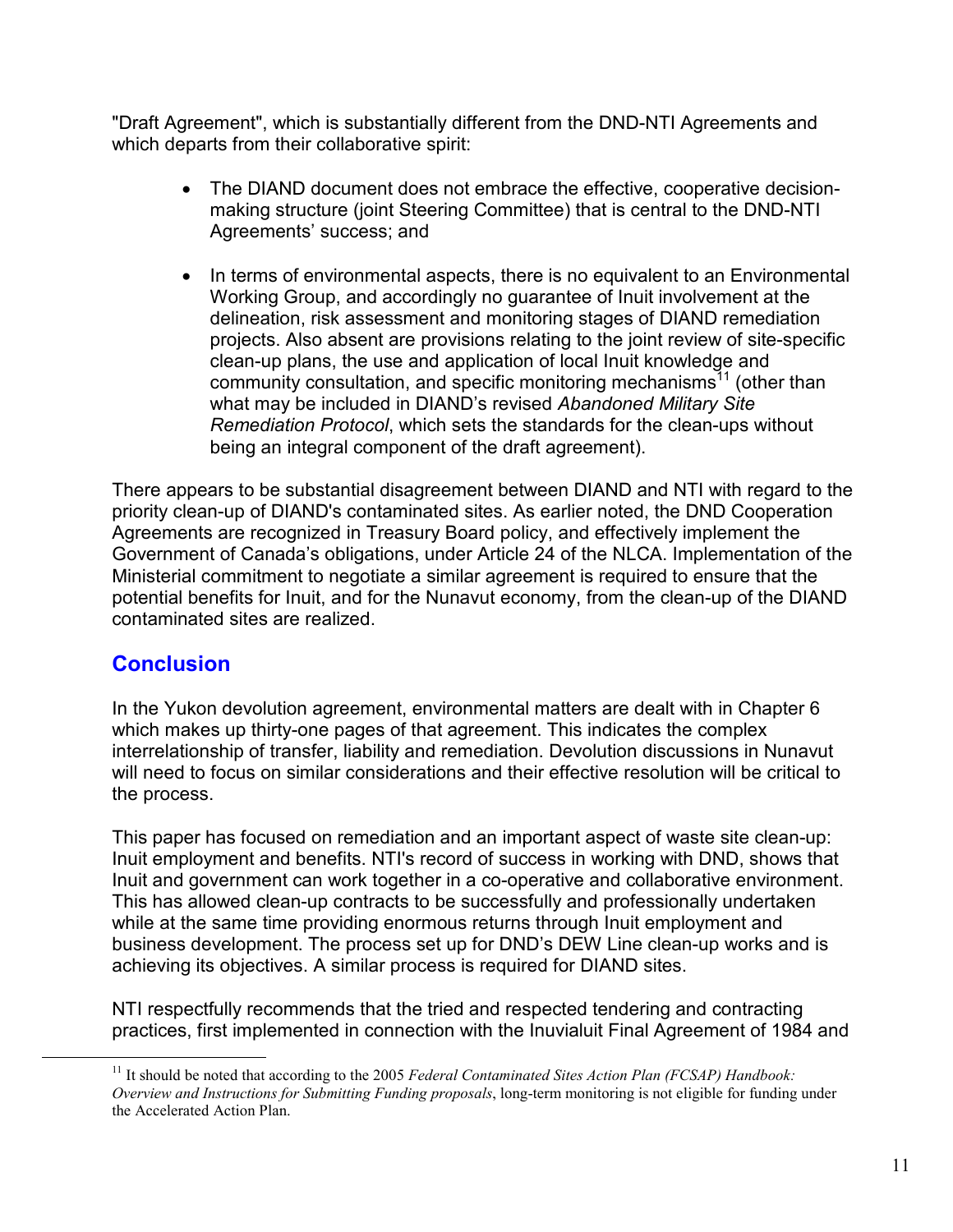"Draft Agreement", which is substantially different from the DND-NTI Agreements and which departs from their collaborative spirit:

- The DIAND document does not embrace the effective, cooperative decision-making structure (joint Steering Committee) that is central to the DND-NTI Agreements' success; and
- In terms of environmental aspects, there is no equivalent to an Environmental Working Group, and accordingly no guarantee of Inuit involvement at the delineation, risk assessment and monitoring stages of DIAND remediation projects. Also absent are provisions relating to the joint review of site-specific clean-up plans, the use and application of local Inuit knowledge and community consultation, and specific monitoring mechanisms[11] (other than what may be included in DIAND's revised *Abandoned Military Site Remediation Protocol*, which sets the standards for the clean-ups without being an integral component of the draft agreement).

There appears to be substantial disagreement between DIAND and NTI with regard to the priority clean-up of DIAND's contaminated sites. As earlier noted, the DND Cooperation Agreements are recognized in Treasury Board policy, and effectively implement the Government of Canada's obligations, under Article 24 of the NLCA. Implementation of the Ministerial commitment to negotiate a similar agreement is required to ensure that the potential benefits for Inuit, and for the Nunavut economy, from the clean-up of the DIAND contaminated sites are realized.

## Conclusion

In the Yukon devolution agreement, environmental matters are dealt with in Chapter 6 which makes up thirty-one pages of that agreement. This indicates the complex interrelationship of transfer, liability and remediation. Devolution discussions in Nunavut will need to focus on similar considerations and their effective resolution will be critical to the process.

This paper has focused on remediation and an important aspect of waste site clean-up: Inuit employment and benefits. NTI's record of success in working with DND, shows that Inuit and government can work together in a co-operative and collaborative environment. This has allowed clean-up contracts to be successfully and professionally undertaken while at the same time providing enormous returns through Inuit employment and business development. The process set up for DND's DEW Line clean-up works and is achieving its objectives. A similar process is required for DIAND sites.

NTI respectfully recommends that the tried and respected tendering and contracting practices, first implemented in connection with the Inuvialuit Final Agreement of 1984 and

---

[11] It should be noted that according to the 2005 *Federal Contaminated Sites Action Plan (FCSAP) Handbook: Overview and Instructions for Submitting Funding proposals*, long-term monitoring is not eligible for funding under the Accelerated Action Plan.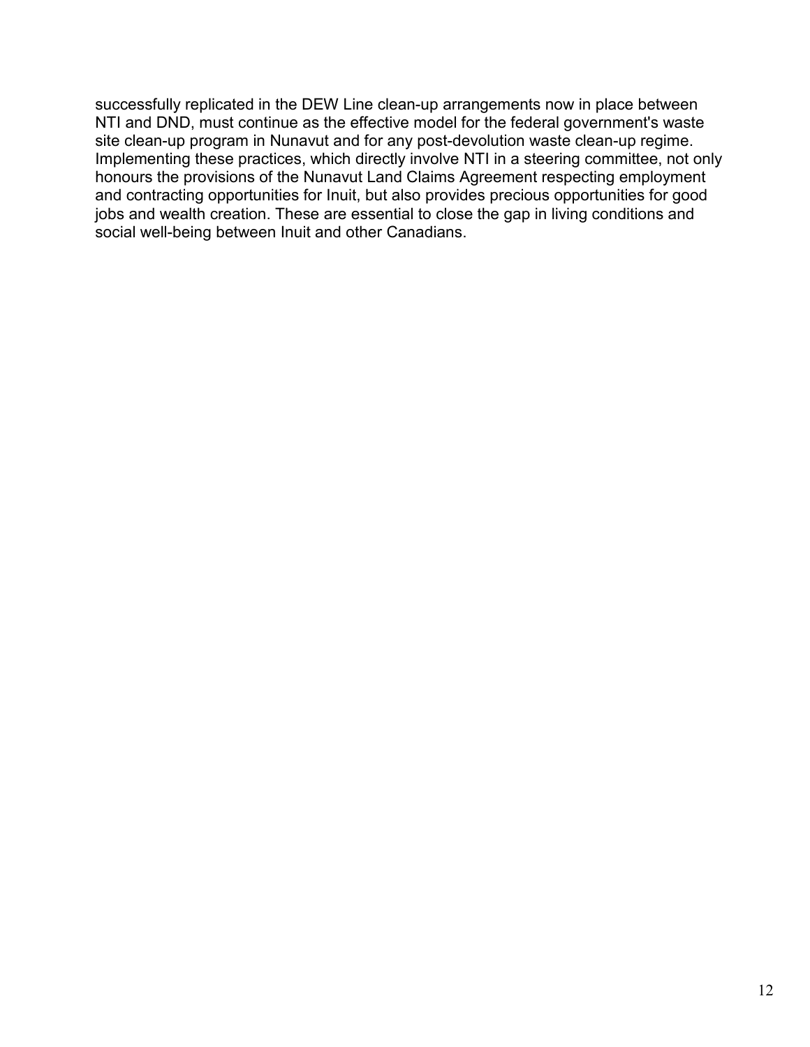successfully replicated in the DEW Line clean-up arrangements now in place between NTI and DND, must continue as the effective model for the federal government's waste site clean-up program in Nunavut and for any post-devolution waste clean-up regime. Implementing these practices, which directly involve NTI in a steering committee, not only honours the provisions of the Nunavut Land Claims Agreement respecting employment and contracting opportunities for Inuit, but also provides precious opportunities for good jobs and wealth creation. These are essential to close the gap in living conditions and social well-being between Inuit and other Canadians.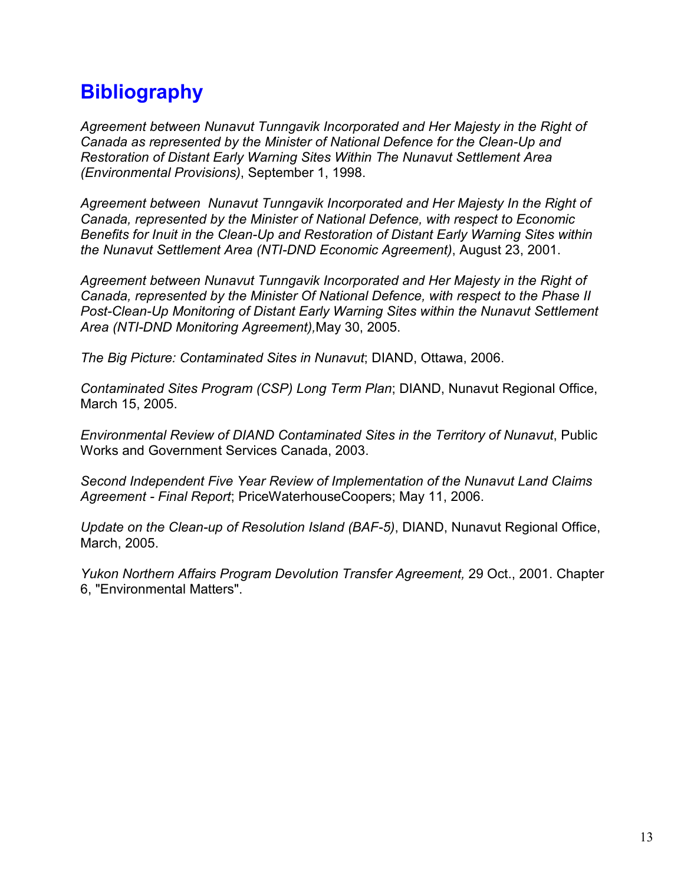# Bibliography

*Agreement between Nunavut Tunngavik Incorporated and Her Majesty in the Right of Canada as represented by the Minister of National Defence for the Clean-Up and Restoration of Distant Early Warning Sites Within The Nunavut Settlement Area (Environmental Provisions)*, September 1, 1998.

*Agreement between Nunavut Tunngavik Incorporated and Her Majesty In the Right of Canada, represented by the Minister of National Defence, with respect to Economic Benefits for Inuit in the Clean-Up and Restoration of Distant Early Warning Sites within the Nunavut Settlement Area (NTI-DND Economic Agreement)*, August 23, 2001.

*Agreement between Nunavut Tunngavik Incorporated and Her Majesty in the Right of Canada, represented by the Minister Of National Defence, with respect to the Phase II Post-Clean-Up Monitoring of Distant Early Warning Sites within the Nunavut Settlement Area (NTI-DND Monitoring Agreement),* May 30, 2005.

*The Big Picture: Contaminated Sites in Nunavut*; DIAND, Ottawa, 2006.

*Contaminated Sites Program (CSP) Long Term Plan*; DIAND, Nunavut Regional Office, March 15, 2005.

*Environmental Review of DIAND Contaminated Sites in the Territory of Nunavut*, Public Works and Government Services Canada, 2003.

*Second Independent Five Year Review of Implementation of the Nunavut Land Claims Agreement - Final Report*; PriceWaterhouseCoopers; May 11, 2006.

*Update on the Clean-up of Resolution Island (BAF-5)*, DIAND, Nunavut Regional Office, March, 2005.

*Yukon Northern Affairs Program Devolution Transfer Agreement,* 29 Oct., 2001. Chapter 6, "Environmental Matters".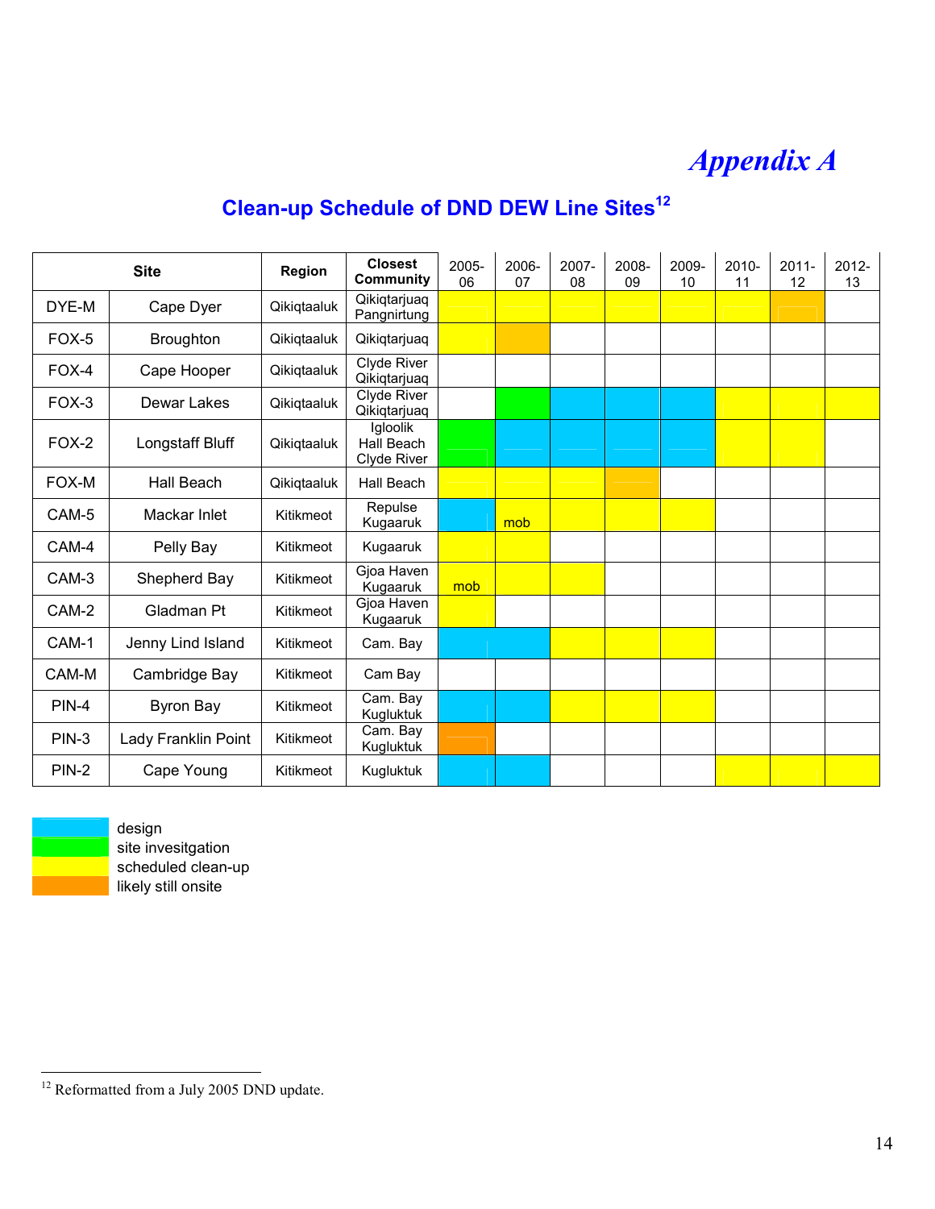# *Appendix A*

## Clean-up Schedule of DND DEW Line Sites[12]

| Site | | Region | Closest Community | 2005-06 | 2006-07 | 2007-08 | 2008-09 | 2009-10 | 2010-11 | 2011-12 | 2012-13 |
|---|---|---|---|---|---|---|---|---|---|---|---|
| DYE-M | Cape Dyer | Qikiqtaaluk | Qikiqtarjuaq Pangnirtung | scheduled clean-up | scheduled clean-up | scheduled clean-up | scheduled clean-up | scheduled clean-up | scheduled clean-up | likely still onsite | |
| FOX-5 | Broughton | Qikiqtaaluk | Qikiqtarjuaq | scheduled clean-up | likely still onsite | | | | | | |
| FOX-4 | Cape Hooper | Qikiqtaaluk | Clyde River Qikiqtarjuaq | | | | | | | | |
| FOX-3 | Dewar Lakes | Qikiqtaaluk | Clyde River Qikiqtarjuaq | | site investigation | design | design | design | scheduled clean-up | scheduled clean-up | scheduled clean-up |
| FOX-2 | Longstaff Bluff | Qikiqtaaluk | Igloolik Hall Beach Clyde River | site investigation | design | design | design | design | scheduled clean-up | scheduled clean-up | |
| FOX-M | Hall Beach | Qikiqtaaluk | Hall Beach | scheduled clean-up | scheduled clean-up | scheduled clean-up | likely still onsite | | | | |
| CAM-5 | Mackar Inlet | Kitikmeot | Repulse Kugaaruk | design | mob | scheduled clean-up | scheduled clean-up | scheduled clean-up | | | |
| CAM-4 | Pelly Bay | Kitikmeot | Kugaaruk | scheduled clean-up | scheduled clean-up | | | | | | |
| CAM-3 | Shepherd Bay | Kitikmeot | Gjoa Haven Kugaaruk | mob | scheduled clean-up | scheduled clean-up | | | | | |
| CAM-2 | Gladman Pt | Kitikmeot | Gjoa Haven Kugaaruk | scheduled clean-up | | | | | | | |
| CAM-1 | Jenny Lind Island | Kitikmeot | Cam. Bay | design | design | scheduled clean-up | scheduled clean-up | scheduled clean-up | | | |
| CAM-M | Cambridge Bay | Kitikmeot | Cam Bay | | | | | | | | |
| PIN-4 | Byron Bay | Kitikmeot | Cam. Bay Kugluktuk | design | design | scheduled clean-up | scheduled clean-up | scheduled clean-up | | | |
| PIN-3 | Lady Franklin Point | Kitikmeot | Cam. Bay Kugluktuk | likely still onsite | | | | | | | |
| PIN-2 | Cape Young | Kitikmeot | Kugluktuk | design | design | | | | scheduled clean-up | scheduled clean-up | scheduled clean-up |

Legend:
- design
- site invesitgation
- scheduled clean-up
- likely still onsite

[12] Reformatted from a July 2005 DND update.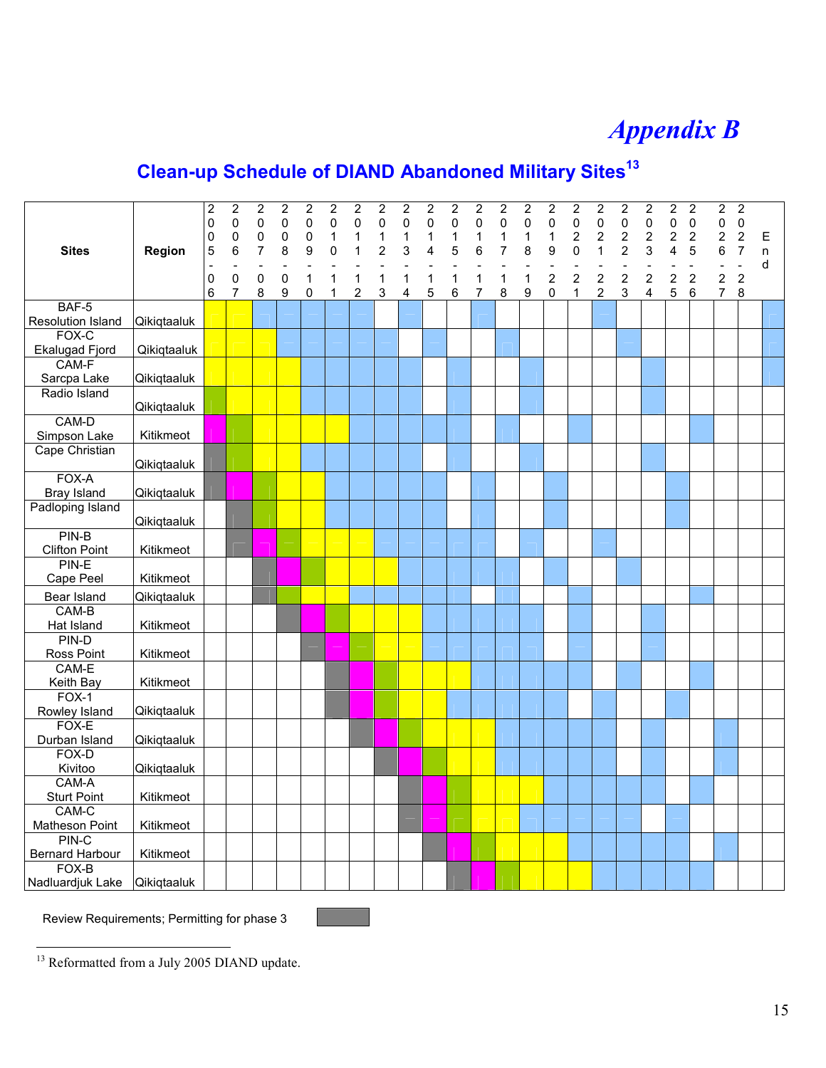# *Appendix B*

## Clean-up Schedule of DIAND Abandoned Military Sites[13]

| Sites | Region | 2005-06 | 2006-07 | 2007-08 | 2008-09 | 2009-10 | 2010-11 | 2011-12 | 2012-13 | 2013-14 | 2014-15 | 2015-16 | 2016-17 | 2017-18 | 2018-19 | 2019-20 | 2020-21 | 2021-22 | 2022-23 | 2023-24 | 2024-25 | 2025-26 | 2026-27 | 2027-28 | End |
|---|---|---|---|---|---|---|---|---|---|---|---|---|---|---|---|---|---|---|---|---|---|---|---|---|---|
| BAF-5 Resolution Island | Qikiqtaaluk | | | | | | | | | | | | | | | | | | | | | | | | |
| FOX-C Ekalugad Fjord | Qikiqtaaluk | | | | | | | | | | | | | | | | | | | | | | | | |
| CAM-F Sarcpa Lake | Qikiqtaaluk | | | | | | | | | | | | | | | | | | | | | | | | |
| Radio Island | Qikiqtaaluk | | | | | | | | | | | | | | | | | | | | | | | | |
| CAM-D Simpson Lake | Kitikmeot | | | | | | | | | | | | | | | | | | | | | | | | |
| Cape Christian | Qikiqtaaluk | | | | | | | | | | | | | | | | | | | | | | | | |
| FOX-A Bray Island | Qikiqtaaluk | | | | | | | | | | | | | | | | | | | | | | | | |
| Padloping Island | Qikiqtaaluk | | | | | | | | | | | | | | | | | | | | | | | | |
| PIN-B Clifton Point | Kitikmeot | | | | | | | | | | | | | | | | | | | | | | | | |
| PIN-E Cape Peel | Kitikmeot | | | | | | | | | | | | | | | | | | | | | | | | |
| Bear Island | Qikiqtaaluk | | | | | | | | | | | | | | | | | | | | | | | | |
| CAM-B Hat Island | Kitikmeot | | | | | | | | | | | | | | | | | | | | | | | | |
| PIN-D Ross Point | Kitikmeot | | | | | | | | | | | | | | | | | | | | | | | | |
| CAM-E Keith Bay | Kitikmeot | | | | | | | | | | | | | | | | | | | | | | | | |
| FOX-1 Rowley Island | Qikiqtaaluk | | | | | | | | | | | | | | | | | | | | | | | | |
| FOX-E Durban Island | Qikiqtaaluk | | | | | | | | | | | | | | | | | | | | | | | | |
| FOX-D Kivitoo | Qikiqtaaluk | | | | | | | | | | | | | | | | | | | | | | | | |
| CAM-A Sturt Point | Kitikmeot | | | | | | | | | | | | | | | | | | | | | | | | |
| CAM-C Matheson Point | Kitikmeot | | | | | | | | | | | | | | | | | | | | | | | | |
| PIN-C Bernard Harbour | Kitikmeot | | | | | | | | | | | | | | | | | | | | | | | | |
| FOX-B Nadluardjuk Lake | Qikiqtaaluk | | | | | | | | | | | | | | | | | | | | | | | | |

Review Requirements; Permitting for phase 3

[13] Reformatted from a July 2005 DIAND update.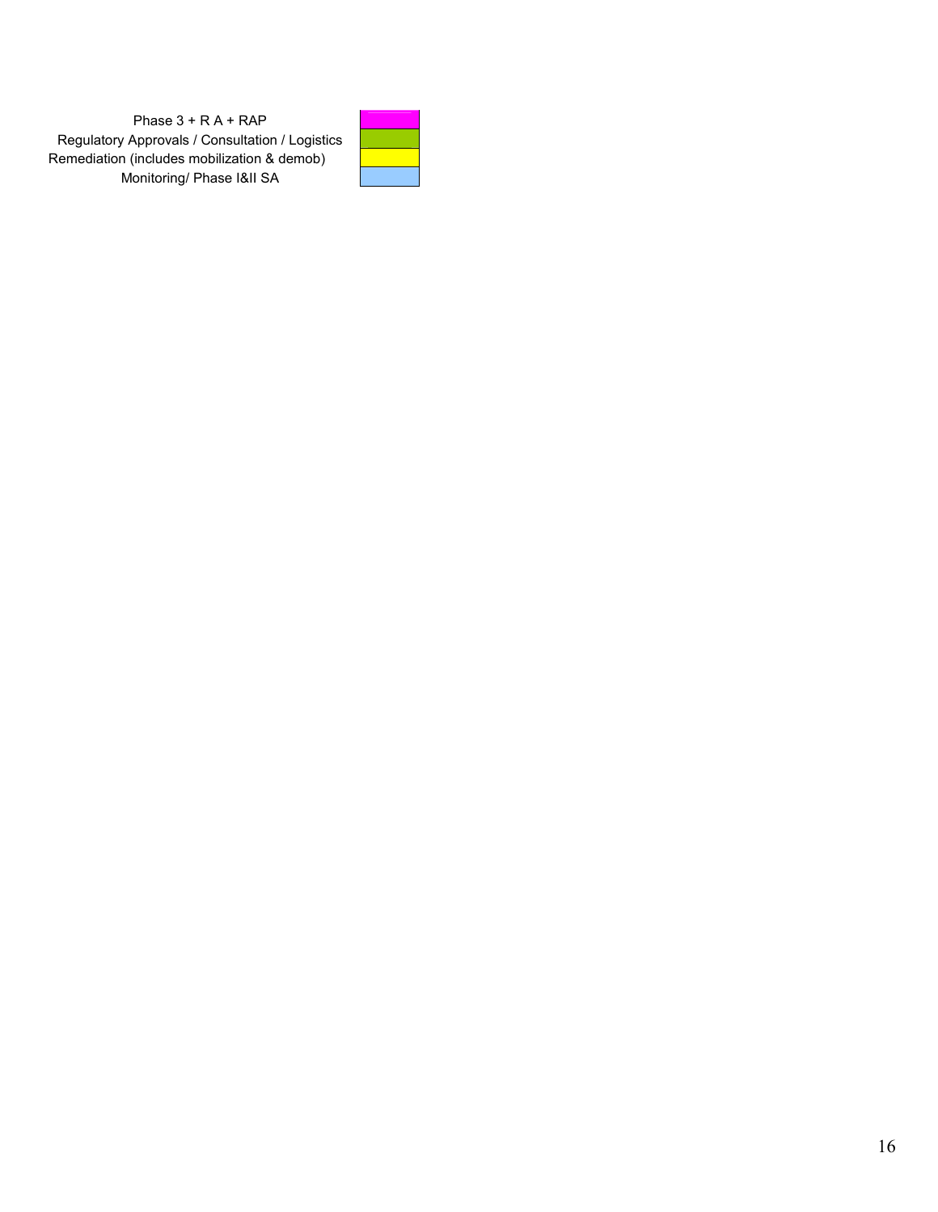Phase 3 + R A + RAP

Regulatory Approvals / Consultation / Logistics

Remediation (includes mobilization & demob)

Monitoring/ Phase I&II SA